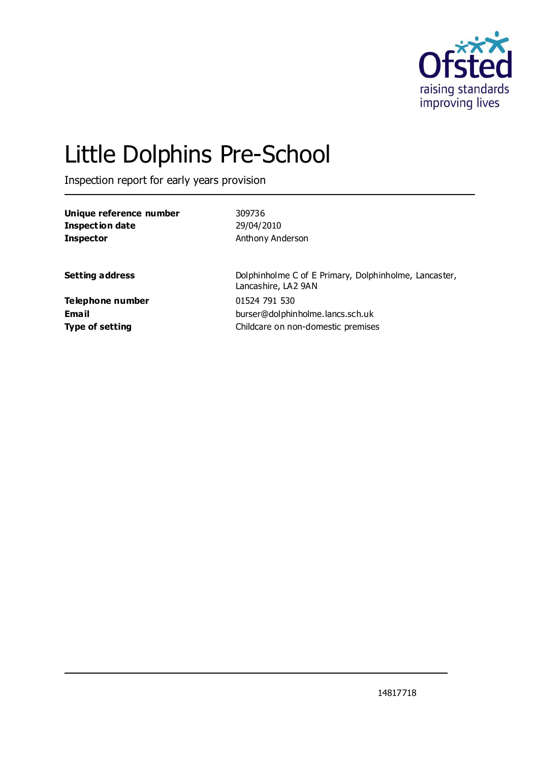# Little Dolphins Pre-School

Inspection report for early years provision

| | |
|---|---|
| **Unique reference number** | 309736 |
| **Inspection date** | 29/04/2010 |
| **Inspector** | Anthony Anderson |

| | |
|---|---|
| **Setting address** | Dolphinholme C of E Primary, Dolphinholme, Lancaster, Lancashire, LA2 9AN |
| **Telephone number** | 01524 791 530 |
| **Email** | burser@dolphinholme.lancs.sch.uk |
| **Type of setting** | Childcare on non-domestic premises |

14817718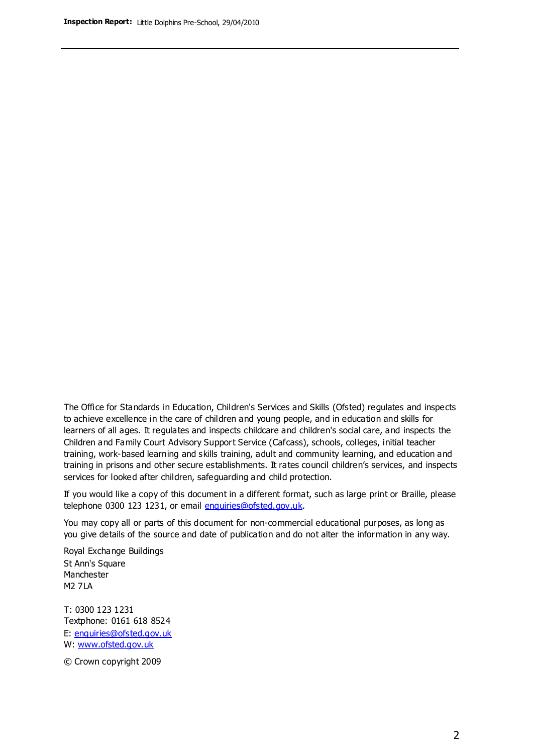The Office for Standards in Education, Children's Services and Skills (Ofsted) regulates and inspects to achieve excellence in the care of children and young people, and in education and skills for learners of all ages. It regulates and inspects childcare and children's social care, and inspects the Children and Family Court Advisory Support Service (Cafcass), schools, colleges, initial teacher training, work-based learning and skills training, adult and community learning, and education and training in prisons and other secure establishments. It rates council children's services, and inspects services for looked after children, safeguarding and child protection.

If you would like a copy of this document in a different format, such as large print or Braille, please telephone 0300 123 1231, or email enquiries@ofsted.gov.uk.

You may copy all or parts of this document for non-commercial educational purposes, as long as you give details of the source and date of publication and do not alter the information in any way.

Royal Exchange Buildings
St Ann's Square
Manchester
M2 7LA

T: 0300 123 1231
Textphone: 0161 618 8524
E: enquiries@ofsted.gov.uk
W: www.ofsted.gov.uk

© Crown copyright 2009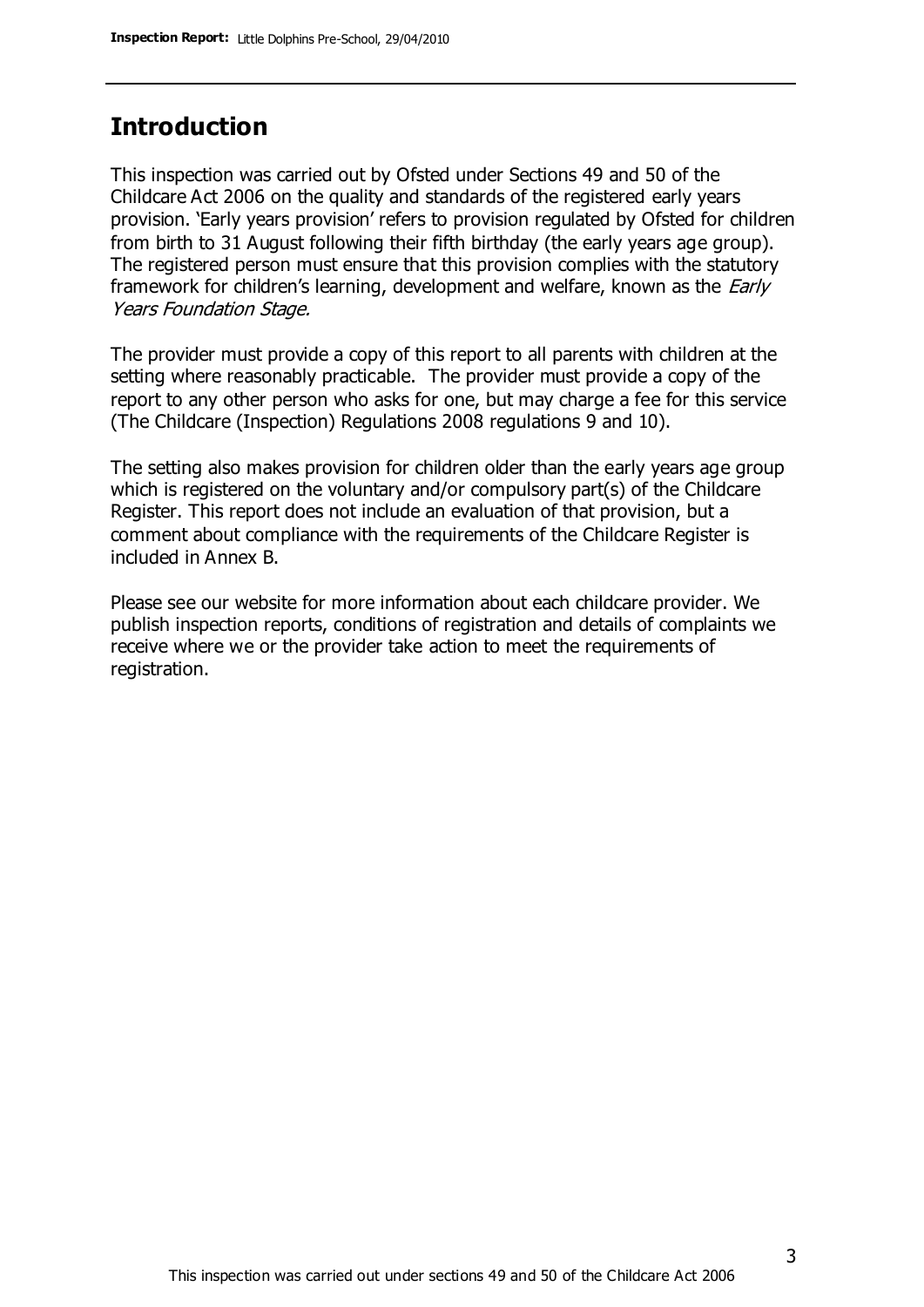## Introduction

This inspection was carried out by Ofsted under Sections 49 and 50 of the Childcare Act 2006 on the quality and standards of the registered early years provision. 'Early years provision' refers to provision regulated by Ofsted for children from birth to 31 August following their fifth birthday (the early years age group). The registered person must ensure that this provision complies with the statutory framework for children's learning, development and welfare, known as the *Early Years Foundation Stage*.

The provider must provide a copy of this report to all parents with children at the setting where reasonably practicable. The provider must provide a copy of the report to any other person who asks for one, but may charge a fee for this service (The Childcare (Inspection) Regulations 2008 regulations 9 and 10).

The setting also makes provision for children older than the early years age group which is registered on the voluntary and/or compulsory part(s) of the Childcare Register. This report does not include an evaluation of that provision, but a comment about compliance with the requirements of the Childcare Register is included in Annex B.

Please see our website for more information about each childcare provider. We publish inspection reports, conditions of registration and details of complaints we receive where we or the provider take action to meet the requirements of registration.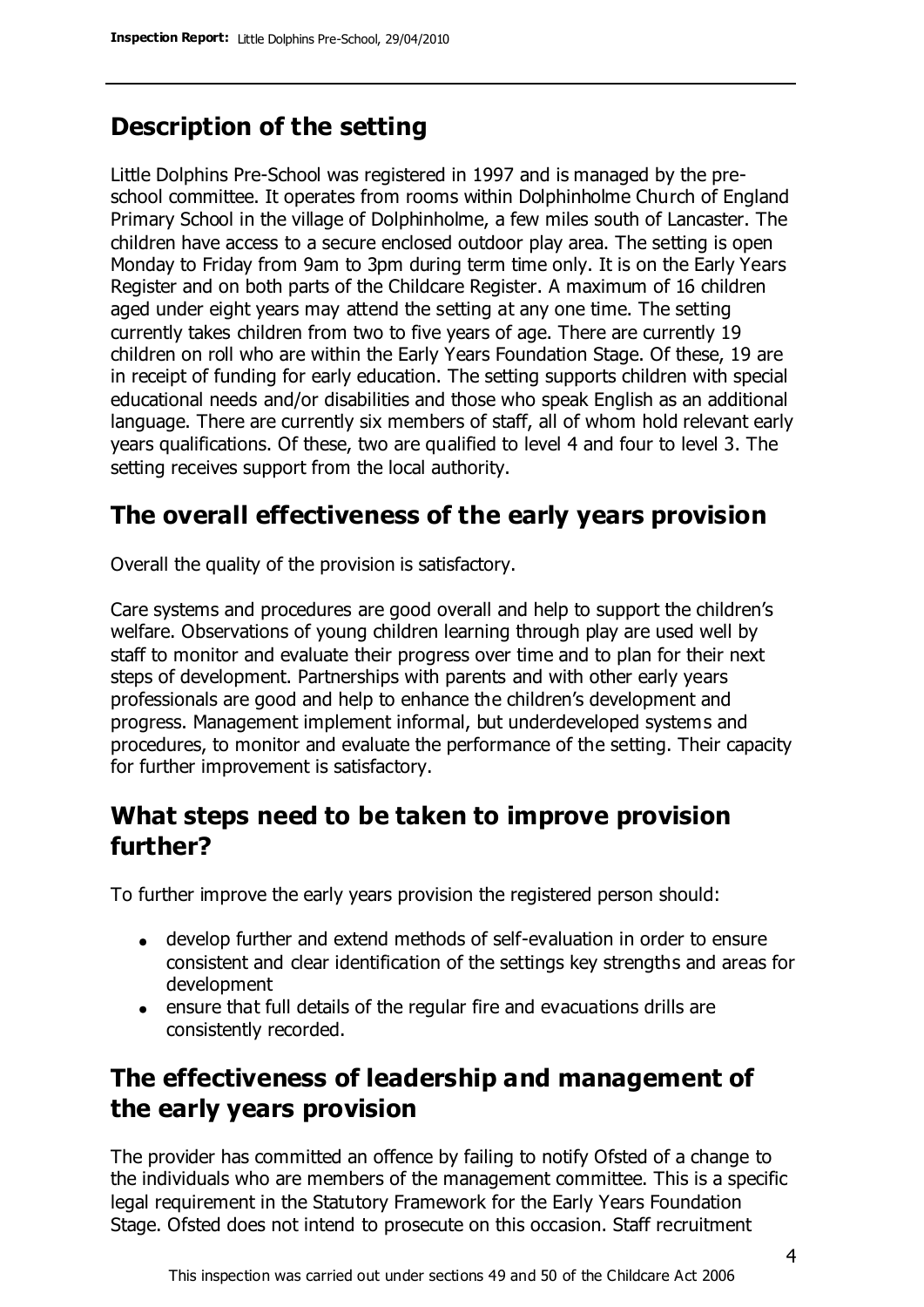## Description of the setting

Little Dolphins Pre-School was registered in 1997 and is managed by the pre-school committee. It operates from rooms within Dolphinholme Church of England Primary School in the village of Dolphinholme, a few miles south of Lancaster. The children have access to a secure enclosed outdoor play area. The setting is open Monday to Friday from 9am to 3pm during term time only. It is on the Early Years Register and on both parts of the Childcare Register. A maximum of 16 children aged under eight years may attend the setting at any one time. The setting currently takes children from two to five years of age. There are currently 19 children on roll who are within the Early Years Foundation Stage. Of these, 19 are in receipt of funding for early education. The setting supports children with special educational needs and/or disabilities and those who speak English as an additional language. There are currently six members of staff, all of whom hold relevant early years qualifications. Of these, two are qualified to level 4 and four to level 3. The setting receives support from the local authority.

## The overall effectiveness of the early years provision

Overall the quality of the provision is satisfactory.

Care systems and procedures are good overall and help to support the children's welfare. Observations of young children learning through play are used well by staff to monitor and evaluate their progress over time and to plan for their next steps of development. Partnerships with parents and with other early years professionals are good and help to enhance the children's development and progress. Management implement informal, but underdeveloped systems and procedures, to monitor and evaluate the performance of the setting. Their capacity for further improvement is satisfactory.

## What steps need to be taken to improve provision further?

To further improve the early years provision the registered person should:

- develop further and extend methods of self-evaluation in order to ensure consistent and clear identification of the settings key strengths and areas for development
- ensure that full details of the regular fire and evacuations drills are consistently recorded.

## The effectiveness of leadership and management of the early years provision

The provider has committed an offence by failing to notify Ofsted of a change to the individuals who are members of the management committee. This is a specific legal requirement in the Statutory Framework for the Early Years Foundation Stage. Ofsted does not intend to prosecute on this occasion. Staff recruitment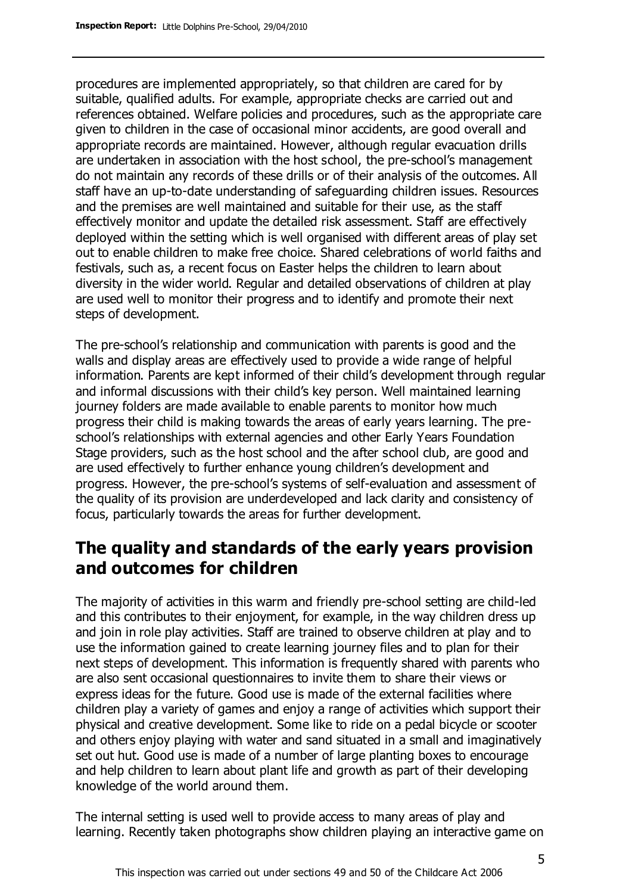procedures are implemented appropriately, so that children are cared for by suitable, qualified adults. For example, appropriate checks are carried out and references obtained. Welfare policies and procedures, such as the appropriate care given to children in the case of occasional minor accidents, are good overall and appropriate records are maintained. However, although regular evacuation drills are undertaken in association with the host school, the pre-school's management do not maintain any records of these drills or of their analysis of the outcomes. All staff have an up-to-date understanding of safeguarding children issues. Resources and the premises are well maintained and suitable for their use, as the staff effectively monitor and update the detailed risk assessment. Staff are effectively deployed within the setting which is well organised with different areas of play set out to enable children to make free choice. Shared celebrations of world faiths and festivals, such as, a recent focus on Easter helps the children to learn about diversity in the wider world. Regular and detailed observations of children at play are used well to monitor their progress and to identify and promote their next steps of development.

The pre-school's relationship and communication with parents is good and the walls and display areas are effectively used to provide a wide range of helpful information. Parents are kept informed of their child's development through regular and informal discussions with their child's key person. Well maintained learning journey folders are made available to enable parents to monitor how much progress their child is making towards the areas of early years learning. The pre-school's relationships with external agencies and other Early Years Foundation Stage providers, such as the host school and the after school club, are good and are used effectively to further enhance young children's development and progress. However, the pre-school's systems of self-evaluation and assessment of the quality of its provision are underdeveloped and lack clarity and consistency of focus, particularly towards the areas for further development.

## The quality and standards of the early years provision and outcomes for children

The majority of activities in this warm and friendly pre-school setting are child-led and this contributes to their enjoyment, for example, in the way children dress up and join in role play activities. Staff are trained to observe children at play and to use the information gained to create learning journey files and to plan for their next steps of development. This information is frequently shared with parents who are also sent occasional questionnaires to invite them to share their views or express ideas for the future. Good use is made of the external facilities where children play a variety of games and enjoy a range of activities which support their physical and creative development. Some like to ride on a pedal bicycle or scooter and others enjoy playing with water and sand situated in a small and imaginatively set out hut. Good use is made of a number of large planting boxes to encourage and help children to learn about plant life and growth as part of their developing knowledge of the world around them.

The internal setting is used well to provide access to many areas of play and learning. Recently taken photographs show children playing an interactive game on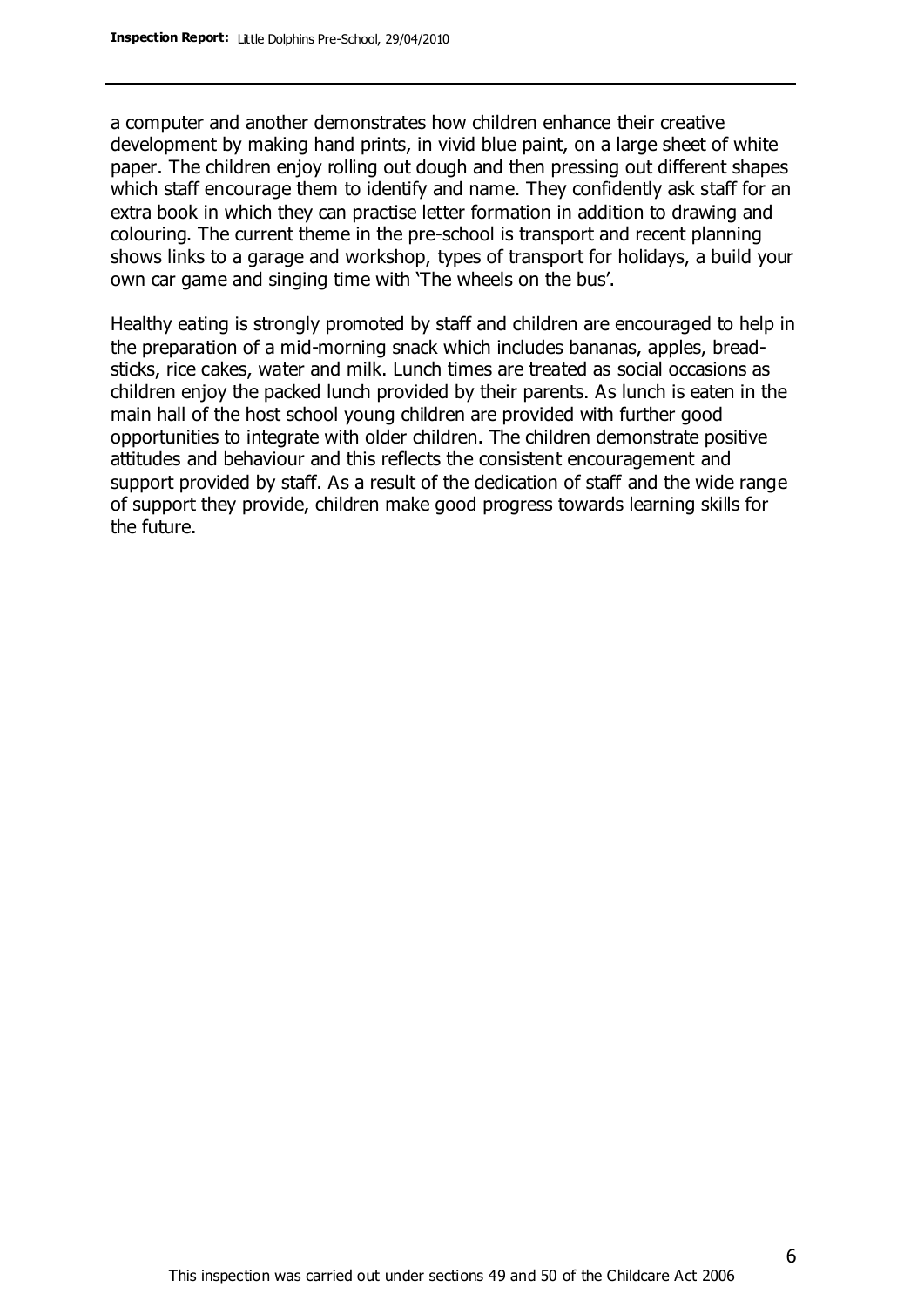a computer and another demonstrates how children enhance their creative development by making hand prints, in vivid blue paint, on a large sheet of white paper. The children enjoy rolling out dough and then pressing out different shapes which staff encourage them to identify and name. They confidently ask staff for an extra book in which they can practise letter formation in addition to drawing and colouring. The current theme in the pre-school is transport and recent planning shows links to a garage and workshop, types of transport for holidays, a build your own car game and singing time with 'The wheels on the bus'.

Healthy eating is strongly promoted by staff and children are encouraged to help in the preparation of a mid-morning snack which includes bananas, apples, bread-sticks, rice cakes, water and milk. Lunch times are treated as social occasions as children enjoy the packed lunch provided by their parents. As lunch is eaten in the main hall of the host school young children are provided with further good opportunities to integrate with older children. The children demonstrate positive attitudes and behaviour and this reflects the consistent encouragement and support provided by staff. As a result of the dedication of staff and the wide range of support they provide, children make good progress towards learning skills for the future.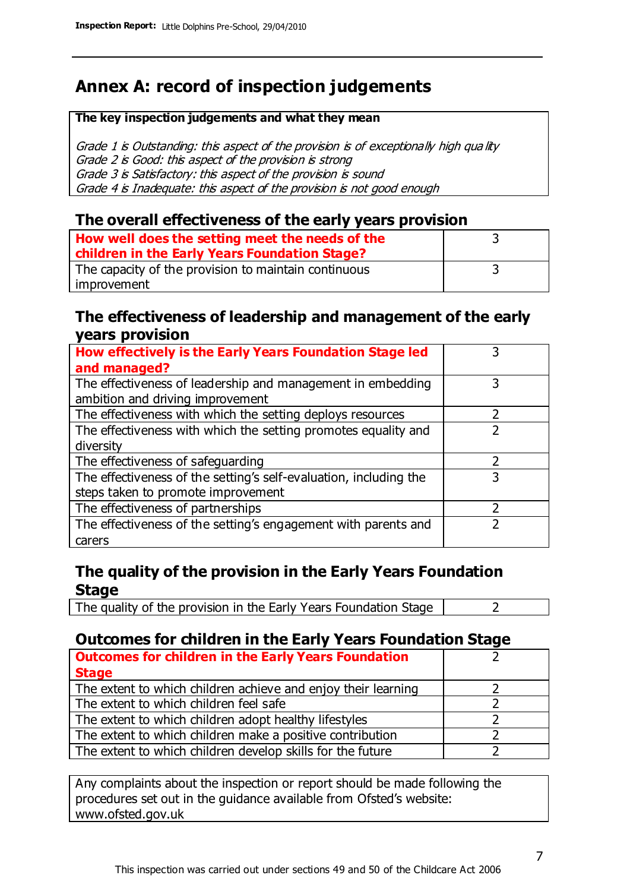## Annex A: record of inspection judgements

| The key inspection judgements and what they mean |
|---|
| *Grade 1 is Outstanding: this aspect of the provision is of exceptionally high quality*<br>*Grade 2 is Good: this aspect of the provision is strong*<br>*Grade 3 is Satisfactory: this aspect of the provision is sound*<br>*Grade 4 is Inadequate: this aspect of the provision is not good enough* |

### The overall effectiveness of the early years provision

| | |
|---|---|
| **How well does the setting meet the needs of the children in the Early Years Foundation Stage?** | 3 |
| The capacity of the provision to maintain continuous improvement | 3 |

### The effectiveness of leadership and management of the early years provision

| | |
|---|---|
| **How effectively is the Early Years Foundation Stage led and managed?** | 3 |
| The effectiveness of leadership and management in embedding ambition and driving improvement | 3 |
| The effectiveness with which the setting deploys resources | 2 |
| The effectiveness with which the setting promotes equality and diversity | 2 |
| The effectiveness of safeguarding | 2 |
| The effectiveness of the setting's self-evaluation, including the steps taken to promote improvement | 3 |
| The effectiveness of partnerships | 2 |
| The effectiveness of the setting's engagement with parents and carers | 2 |

### The quality of the provision in the Early Years Foundation Stage

| | |
|---|---|
| The quality of the provision in the Early Years Foundation Stage | 2 |

### Outcomes for children in the Early Years Foundation Stage

| | |
|---|---|
| **Outcomes for children in the Early Years Foundation Stage** | 2 |
| The extent to which children achieve and enjoy their learning | 2 |
| The extent to which children feel safe | 2 |
| The extent to which children adopt healthy lifestyles | 2 |
| The extent to which children make a positive contribution | 2 |
| The extent to which children develop skills for the future | 2 |

| |
|---|
| Any complaints about the inspection or report should be made following the procedures set out in the guidance available from Ofsted's website: www.ofsted.gov.uk |

This inspection was carried out under sections 49 and 50 of the Childcare Act 2006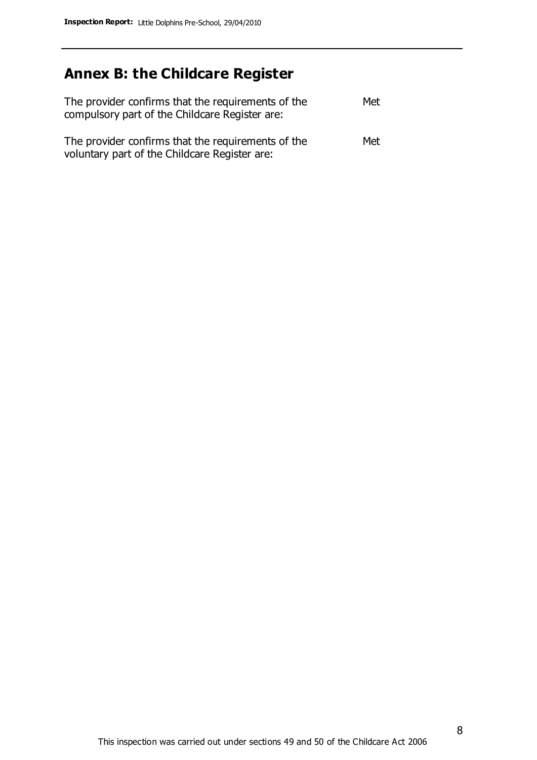## Annex B: the Childcare Register

| | |
|---|---|
| The provider confirms that the requirements of the compulsory part of the Childcare Register are: | Met |
| The provider confirms that the requirements of the voluntary part of the Childcare Register are: | Met |

This inspection was carried out under sections 49 and 50 of the Childcare Act 2006